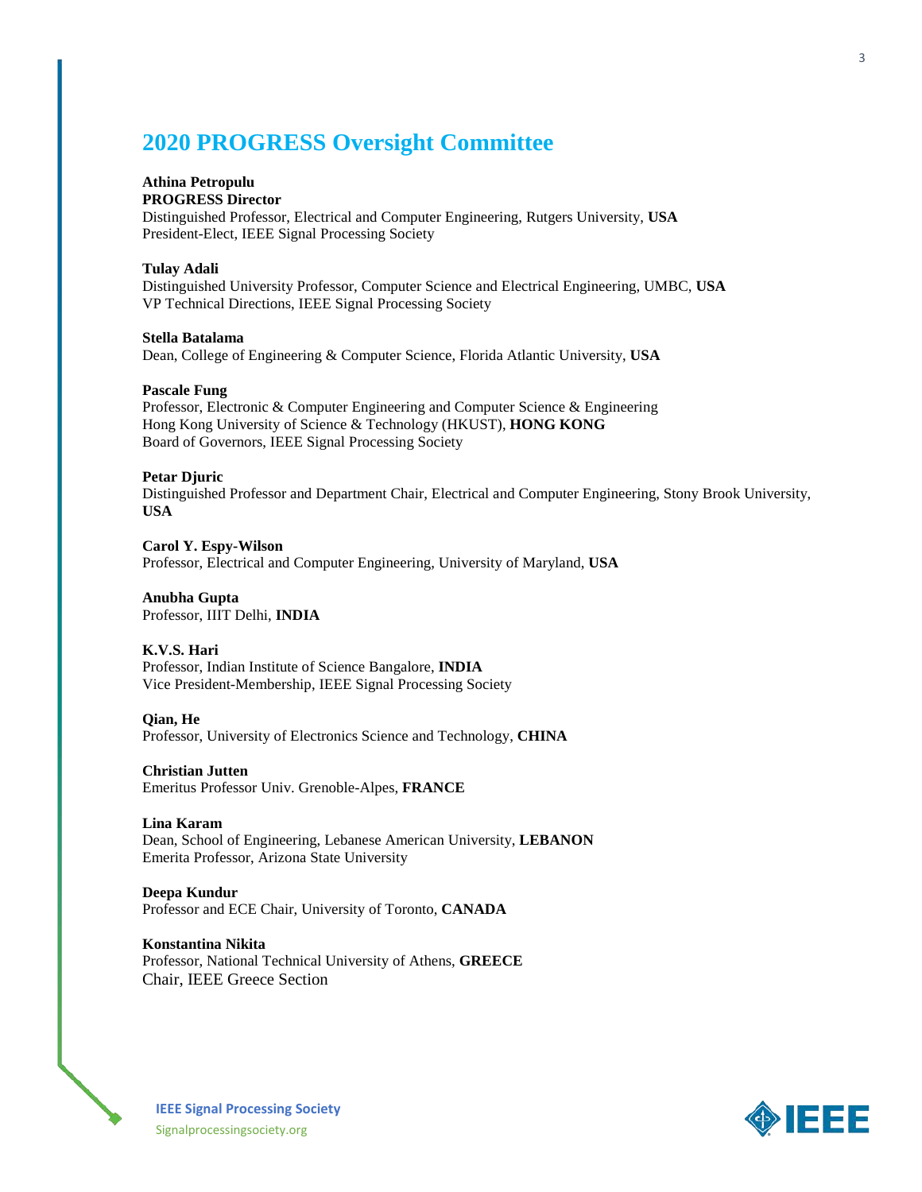## 2020 PROGRESS Oversight Committee

**Athina Petropulu**
**PROGRESS Director**
Distinguished Professor, Electrical and Computer Engineering, Rutgers University, **USA**
President-Elect, IEEE Signal Processing Society

**Tulay Adali**
Distinguished University Professor, Computer Science and Electrical Engineering, UMBC, **USA**
VP Technical Directions, IEEE Signal Processing Society

**Stella Batalama**
Dean, College of Engineering & Computer Science, Florida Atlantic University, **USA**

**Pascale Fung**
Professor, Electronic & Computer Engineering and Computer Science & Engineering
Hong Kong University of Science & Technology (HKUST), **HONG KONG**
Board of Governors, IEEE Signal Processing Society

**Petar Djuric**
Distinguished Professor and Department Chair, Electrical and Computer Engineering, Stony Brook University, **USA**

**Carol Y. Espy-Wilson**
Professor, Electrical and Computer Engineering, University of Maryland, **USA**

**Anubha Gupta**
Professor, IIIT Delhi, **INDIA**

**K.V.S. Hari**
Professor, Indian Institute of Science Bangalore, **INDIA**
Vice President-Membership, IEEE Signal Processing Society

**Qian, He**
Professor, University of Electronics Science and Technology, **CHINA**

**Christian Jutten**
Emeritus Professor Univ. Grenoble-Alpes, **FRANCE**

**Lina Karam**
Dean, School of Engineering, Lebanese American University, **LEBANON**
Emerita Professor, Arizona State University

**Deepa Kundur**
Professor and ECE Chair, University of Toronto, **CANADA**

**Konstantina Nikita**
Professor, National Technical University of Athens, **GREECE**
Chair, IEEE Greece Section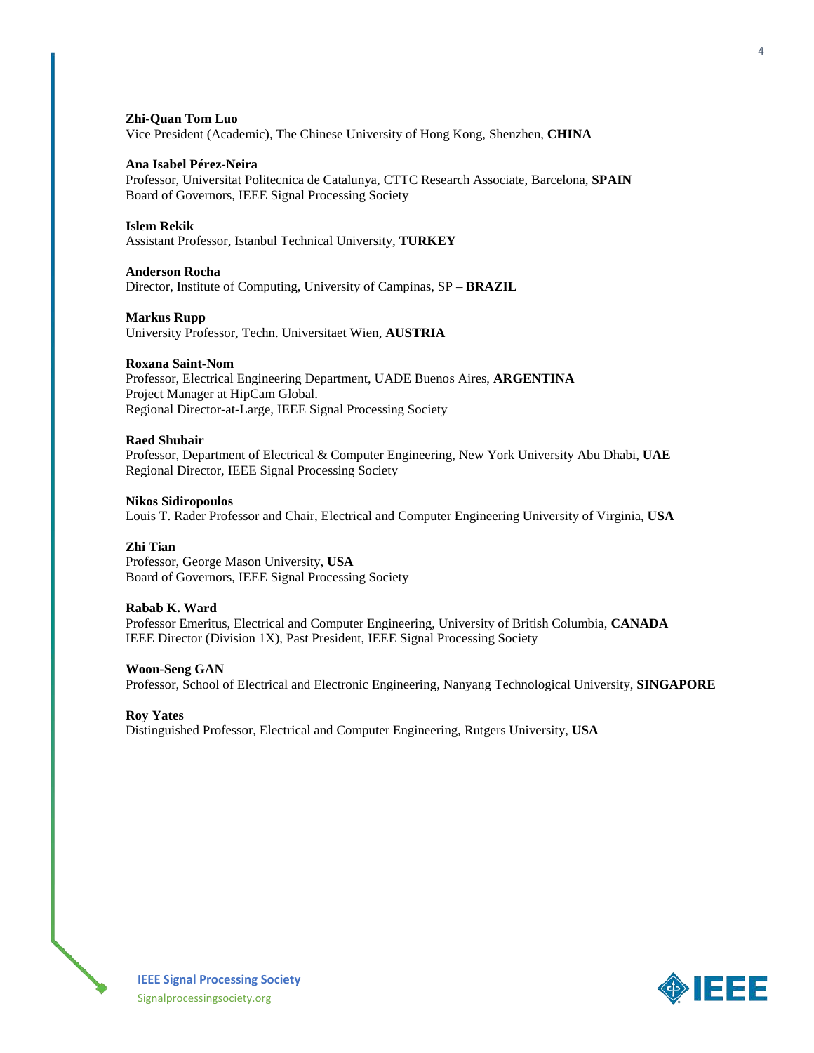**Zhi-Quan Tom Luo**
Vice President (Academic), The Chinese University of Hong Kong, Shenzhen, **CHINA**

**Ana Isabel Pérez-Neira**
Professor, Universitat Politecnica de Catalunya, CTTC Research Associate, Barcelona, **SPAIN**
Board of Governors, IEEE Signal Processing Society

**Islem Rekik**
Assistant Professor, Istanbul Technical University, **TURKEY**

**Anderson Rocha**
Director, Institute of Computing, University of Campinas, SP – **BRAZIL**

**Markus Rupp**
University Professor, Techn. Universitaet Wien, **AUSTRIA**

**Roxana Saint-Nom**
Professor, Electrical Engineering Department, UADE Buenos Aires, **ARGENTINA**
Project Manager at HipCam Global.
Regional Director-at-Large, IEEE Signal Processing Society

**Raed Shubair**
Professor, Department of Electrical & Computer Engineering, New York University Abu Dhabi, **UAE**
Regional Director, IEEE Signal Processing Society

**Nikos Sidiropoulos**
Louis T. Rader Professor and Chair, Electrical and Computer Engineering University of Virginia, **USA**

**Zhi Tian**
Professor, George Mason University, **USA**
Board of Governors, IEEE Signal Processing Society

**Rabab K. Ward**
Professor Emeritus, Electrical and Computer Engineering, University of British Columbia, **CANADA**
IEEE Director (Division 1X), Past President, IEEE Signal Processing Society

**Woon-Seng GAN**
Professor, School of Electrical and Electronic Engineering, Nanyang Technological University, **SINGAPORE**

**Roy Yates**
Distinguished Professor, Electrical and Computer Engineering, Rutgers University, **USA**